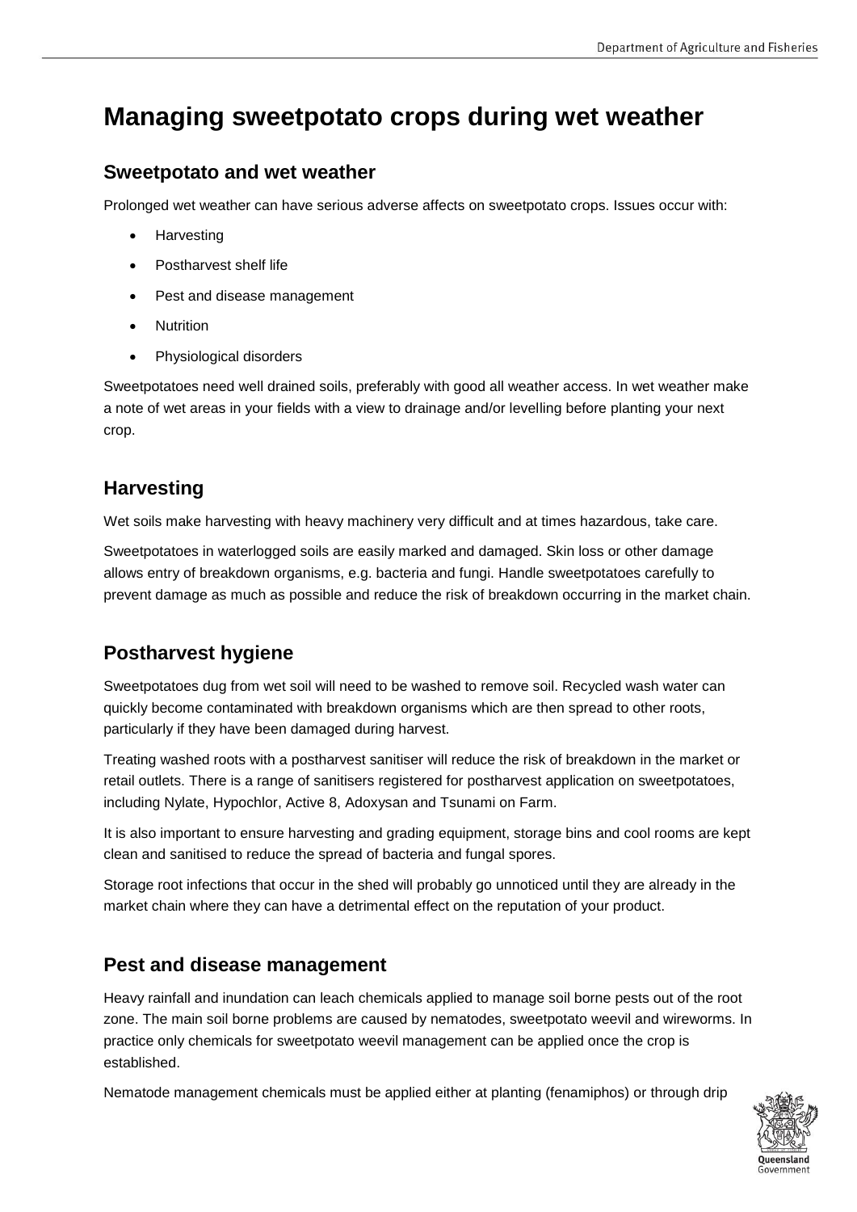# Managing sweetpotato crops during wet weather

## Sweetpotato and wet weather

Prolonged wet weather can have serious adverse affects on sweetpotato crops. Issues occur with:

- Harvesting
- Postharvest shelf life
- Pest and disease management
- Nutrition
- Physiological disorders

Sweetpotatoes need well drained soils, preferably with good all weather access. In wet weather make a note of wet areas in your fields with a view to drainage and/or levelling before planting your next crop.

## Harvesting

Wet soils make harvesting with heavy machinery very difficult and at times hazardous, take care.

Sweetpotatoes in waterlogged soils are easily marked and damaged. Skin loss or other damage allows entry of breakdown organisms, e.g. bacteria and fungi. Handle sweetpotatoes carefully to prevent damage as much as possible and reduce the risk of breakdown occurring in the market chain.

## Postharvest hygiene

Sweetpotatoes dug from wet soil will need to be washed to remove soil. Recycled wash water can quickly become contaminated with breakdown organisms which are then spread to other roots, particularly if they have been damaged during harvest.

Treating washed roots with a postharvest sanitiser will reduce the risk of breakdown in the market or retail outlets. There is a range of sanitisers registered for postharvest application on sweetpotatoes, including Nylate, Hypochlor, Active 8, Adoxysan and Tsunami on Farm.

It is also important to ensure harvesting and grading equipment, storage bins and cool rooms are kept clean and sanitised to reduce the spread of bacteria and fungal spores.

Storage root infections that occur in the shed will probably go unnoticed until they are already in the market chain where they can have a detrimental effect on the reputation of your product.

## Pest and disease management

Heavy rainfall and inundation can leach chemicals applied to manage soil borne pests out of the root zone. The main soil borne problems are caused by nematodes, sweetpotato weevil and wireworms. In practice only chemicals for sweetpotato weevil management can be applied once the crop is established.

Nematode management chemicals must be applied either at planting (fenamiphos) or through drip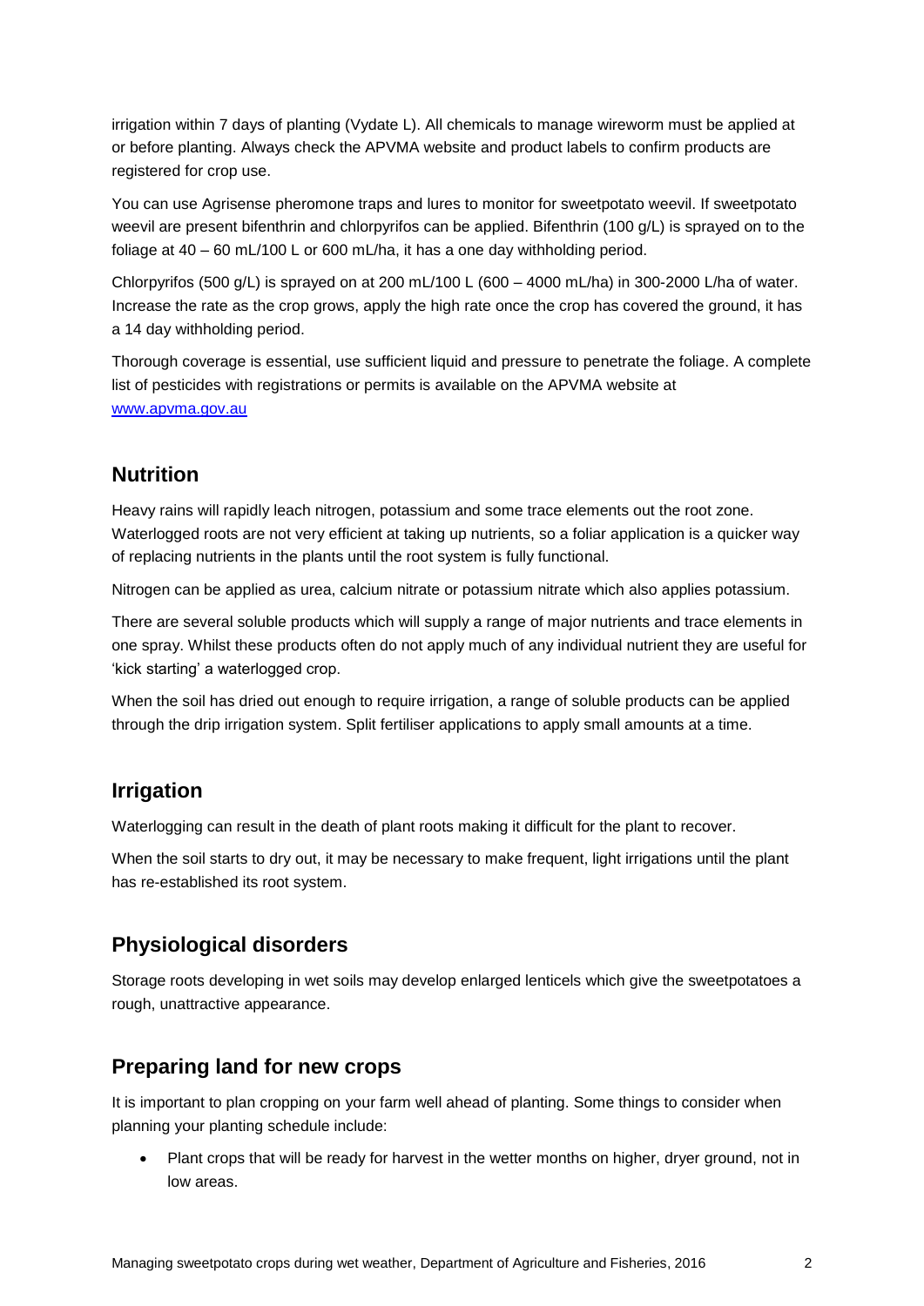irrigation within 7 days of planting (Vydate L). All chemicals to manage wireworm must be applied at or before planting. Always check the APVMA website and product labels to confirm products are registered for crop use.

You can use Agrisense pheromone traps and lures to monitor for sweetpotato weevil. If sweetpotato weevil are present bifenthrin and chlorpyrifos can be applied. Bifenthrin (100 g/L) is sprayed on to the foliage at 40 – 60 mL/100 L or 600 mL/ha, it has a one day withholding period.

Chlorpyrifos (500 g/L) is sprayed on at 200 mL/100 L (600 – 4000 mL/ha) in 300-2000 L/ha of water. Increase the rate as the crop grows, apply the high rate once the crop has covered the ground, it has a 14 day withholding period.

Thorough coverage is essential, use sufficient liquid and pressure to penetrate the foliage. A complete list of pesticides with registrations or permits is available on the APVMA website at [www.apvma.gov.au](http://www.apvma.gov.au)

## Nutrition

Heavy rains will rapidly leach nitrogen, potassium and some trace elements out the root zone. Waterlogged roots are not very efficient at taking up nutrients, so a foliar application is a quicker way of replacing nutrients in the plants until the root system is fully functional.

Nitrogen can be applied as urea, calcium nitrate or potassium nitrate which also applies potassium.

There are several soluble products which will supply a range of major nutrients and trace elements in one spray. Whilst these products often do not apply much of any individual nutrient they are useful for 'kick starting' a waterlogged crop.

When the soil has dried out enough to require irrigation, a range of soluble products can be applied through the drip irrigation system. Split fertiliser applications to apply small amounts at a time.

## Irrigation

Waterlogging can result in the death of plant roots making it difficult for the plant to recover.

When the soil starts to dry out, it may be necessary to make frequent, light irrigations until the plant has re-established its root system.

## Physiological disorders

Storage roots developing in wet soils may develop enlarged lenticels which give the sweetpotatoes a rough, unattractive appearance.

## Preparing land for new crops

It is important to plan cropping on your farm well ahead of planting. Some things to consider when planning your planting schedule include:

- Plant crops that will be ready for harvest in the wetter months on higher, dryer ground, not in low areas.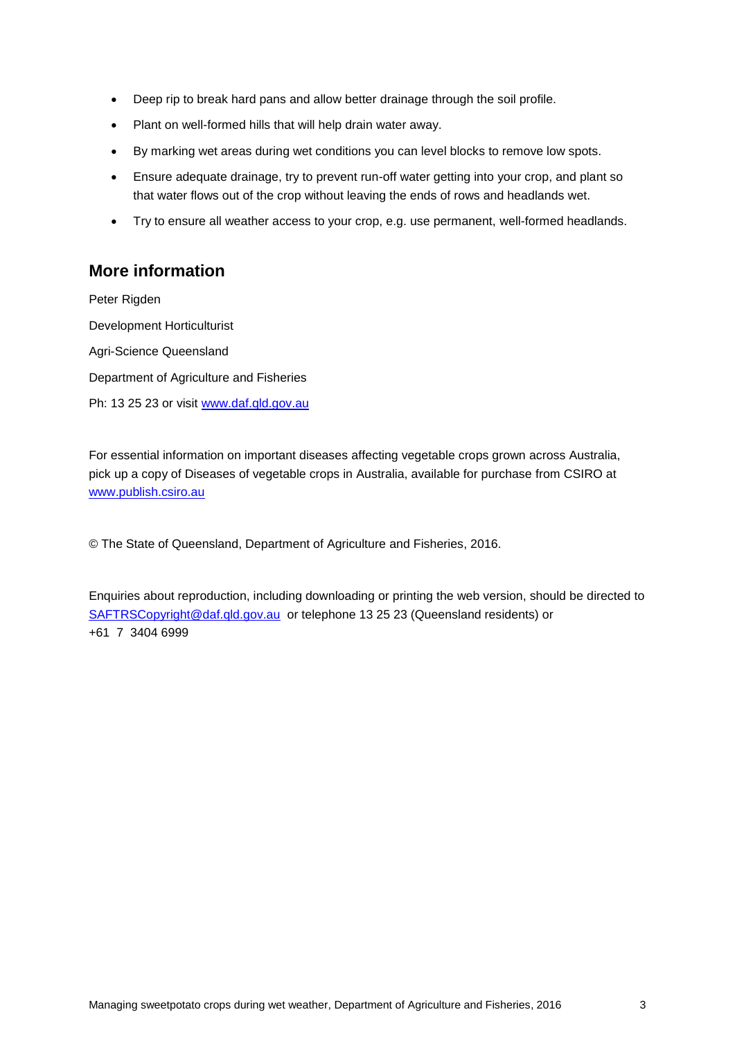- Deep rip to break hard pans and allow better drainage through the soil profile.
- Plant on well-formed hills that will help drain water away.
- By marking wet areas during wet conditions you can level blocks to remove low spots.
- Ensure adequate drainage, try to prevent run-off water getting into your crop, and plant so that water flows out of the crop without leaving the ends of rows and headlands wet.
- Try to ensure all weather access to your crop, e.g. use permanent, well-formed headlands.

## More information

Peter Rigden

Development Horticulturist

Agri-Science Queensland

Department of Agriculture and Fisheries

Ph: 13 25 23 or visit [www.daf.qld.gov.au](http://www.daf.qld.gov.au)

For essential information on important diseases affecting vegetable crops grown across Australia, pick up a copy of Diseases of vegetable crops in Australia, available for purchase from CSIRO at [www.publish.csiro.au](http://www.publish.csiro.au)

© The State of Queensland, Department of Agriculture and Fisheries, 2016.

Enquiries about reproduction, including downloading or printing the web version, should be directed to [SAFTRSCopyright@daf.qld.gov.au](mailto:SAFTRSCopyright@daf.qld.gov.au) or telephone 13 25 23 (Queensland residents) or +61 7 3404 6999